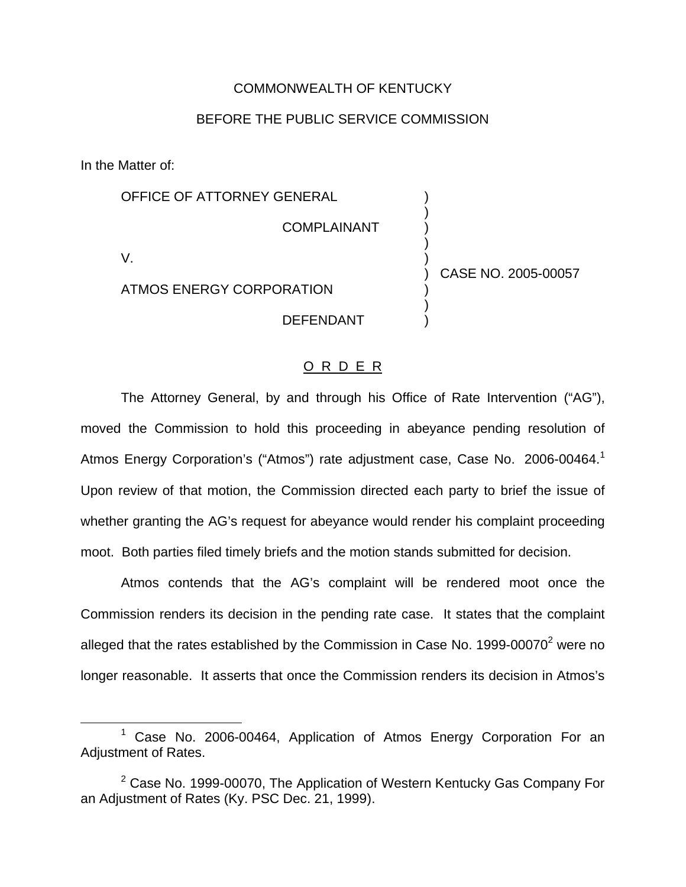COMMONWEALTH OF KENTUCKY

BEFORE THE PUBLIC SERVICE COMMISSION

In the Matter of:

OFFICE OF ATTORNEY GENERAL )
COMPLAINANT )
V. )
ATMOS ENERGY CORPORATION ) CASE NO. 2005-00057
DEFENDANT )

O R D E R

The Attorney General, by and through his Office of Rate Intervention ("AG"), moved the Commission to hold this proceeding in abeyance pending resolution of Atmos Energy Corporation's ("Atmos") rate adjustment case, Case No. 2006-00464.[1] Upon review of that motion, the Commission directed each party to brief the issue of whether granting the AG's request for abeyance would render his complaint proceeding moot. Both parties filed timely briefs and the motion stands submitted for decision.

Atmos contends that the AG's complaint will be rendered moot once the Commission renders its decision in the pending rate case. It states that the complaint alleged that the rates established by the Commission in Case No. 1999-00070[2] were no longer reasonable. It asserts that once the Commission renders its decision in Atmos's

[1] Case No. 2006-00464, Application of Atmos Energy Corporation For an Adjustment of Rates.

[2] Case No. 1999-00070, The Application of Western Kentucky Gas Company For an Adjustment of Rates (Ky. PSC Dec. 21, 1999).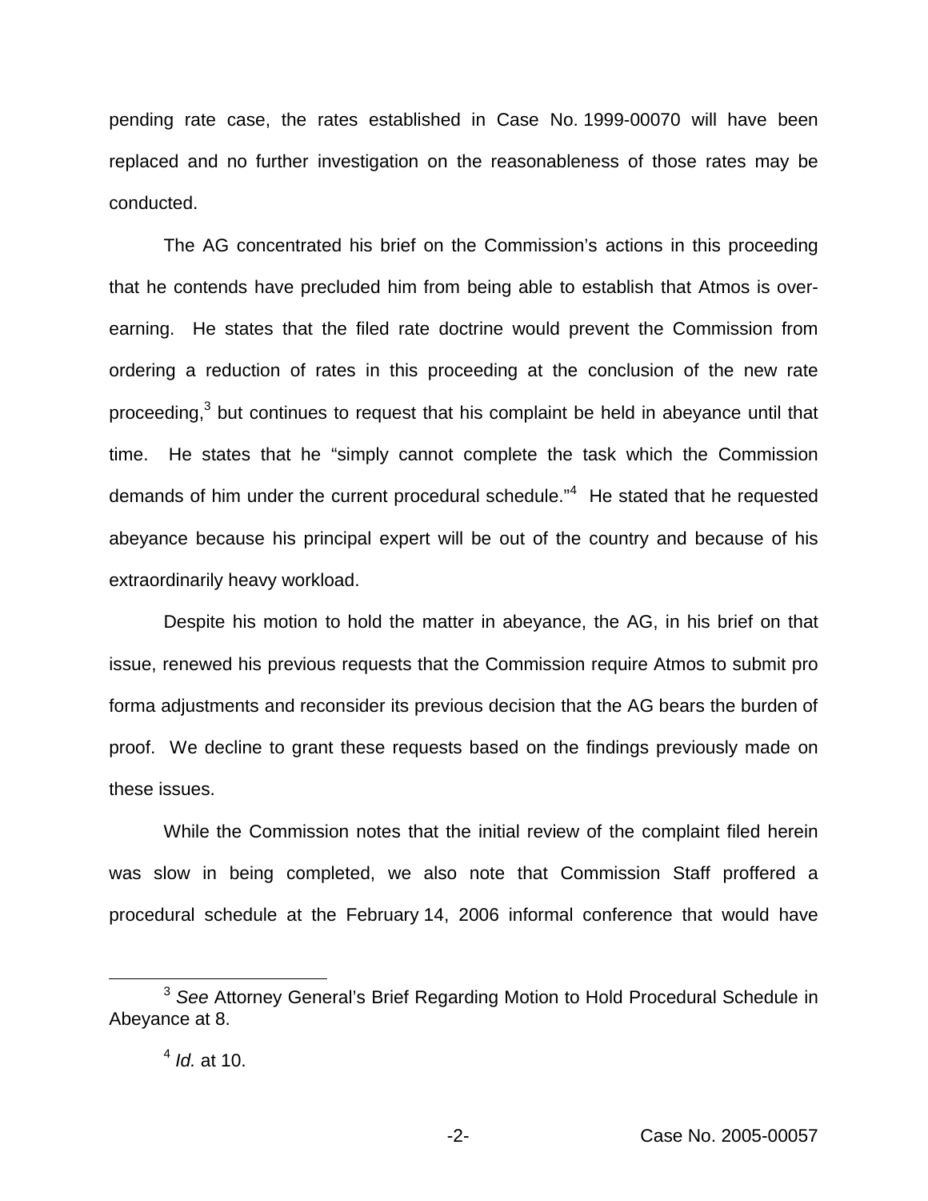pending rate case, the rates established in Case No. 1999-00070 will have been replaced and no further investigation on the reasonableness of those rates may be conducted.

The AG concentrated his brief on the Commission's actions in this proceeding that he contends have precluded him from being able to establish that Atmos is over-earning. He states that the filed rate doctrine would prevent the Commission from ordering a reduction of rates in this proceeding at the conclusion of the new rate proceeding,[3] but continues to request that his complaint be held in abeyance until that time. He states that he "simply cannot complete the task which the Commission demands of him under the current procedural schedule."[4] He stated that he requested abeyance because his principal expert will be out of the country and because of his extraordinarily heavy workload.

Despite his motion to hold the matter in abeyance, the AG, in his brief on that issue, renewed his previous requests that the Commission require Atmos to submit pro forma adjustments and reconsider its previous decision that the AG bears the burden of proof. We decline to grant these requests based on the findings previously made on these issues.

While the Commission notes that the initial review of the complaint filed herein was slow in being completed, we also note that Commission Staff proffered a procedural schedule at the February 14, 2006 informal conference that would have

---

[3] *See* Attorney General's Brief Regarding Motion to Hold Procedural Schedule in Abeyance at 8.

[4] *Id.* at 10.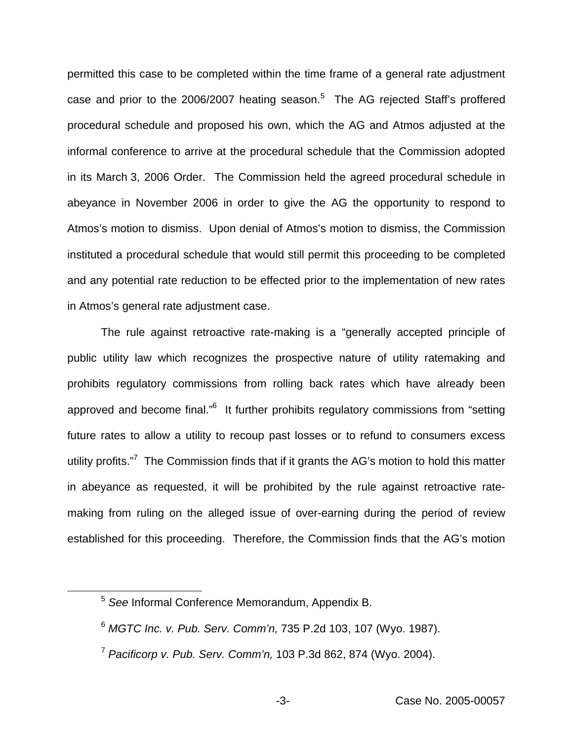permitted this case to be completed within the time frame of a general rate adjustment case and prior to the 2006/2007 heating season.[5] The AG rejected Staff's proffered procedural schedule and proposed his own, which the AG and Atmos adjusted at the informal conference to arrive at the procedural schedule that the Commission adopted in its March 3, 2006 Order. The Commission held the agreed procedural schedule in abeyance in November 2006 in order to give the AG the opportunity to respond to Atmos's motion to dismiss. Upon denial of Atmos's motion to dismiss, the Commission instituted a procedural schedule that would still permit this proceeding to be completed and any potential rate reduction to be effected prior to the implementation of new rates in Atmos's general rate adjustment case.

The rule against retroactive rate-making is a "generally accepted principle of public utility law which recognizes the prospective nature of utility ratemaking and prohibits regulatory commissions from rolling back rates which have already been approved and become final."[6] It further prohibits regulatory commissions from "setting future rates to allow a utility to recoup past losses or to refund to consumers excess utility profits."[7] The Commission finds that if it grants the AG's motion to hold this matter in abeyance as requested, it will be prohibited by the rule against retroactive rate-making from ruling on the alleged issue of over-earning during the period of review established for this proceeding. Therefore, the Commission finds that the AG's motion

---

[5] *See* Informal Conference Memorandum, Appendix B.

[6] *MGTC Inc. v. Pub. Serv. Comm'n,* 735 P.2d 103, 107 (Wyo. 1987).

[7] *Pacificorp v. Pub. Serv. Comm'n,* 103 P.3d 862, 874 (Wyo. 2004).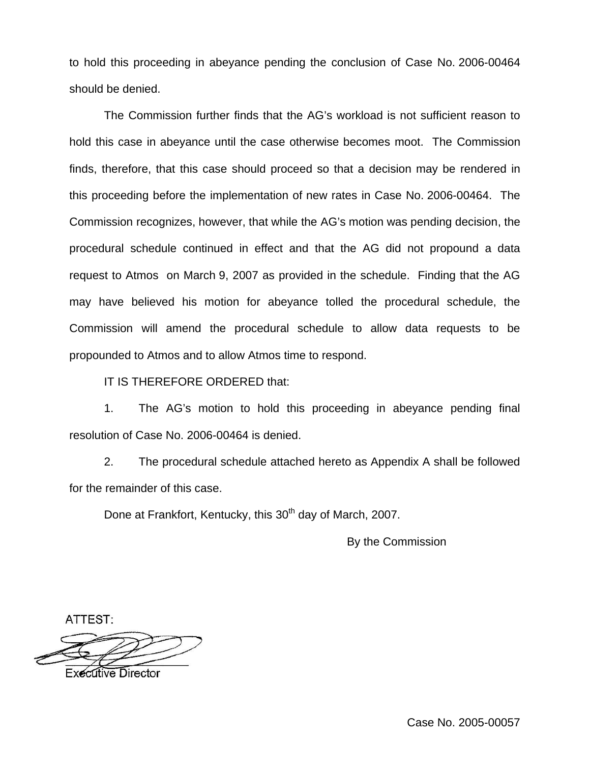to hold this proceeding in abeyance pending the conclusion of Case No. 2006-00464 should be denied.

The Commission further finds that the AG's workload is not sufficient reason to hold this case in abeyance until the case otherwise becomes moot. The Commission finds, therefore, that this case should proceed so that a decision may be rendered in this proceeding before the implementation of new rates in Case No. 2006-00464. The Commission recognizes, however, that while the AG's motion was pending decision, the procedural schedule continued in effect and that the AG did not propound a data request to Atmos on March 9, 2007 as provided in the schedule. Finding that the AG may have believed his motion for abeyance tolled the procedural schedule, the Commission will amend the procedural schedule to allow data requests to be propounded to Atmos and to allow Atmos time to respond.

IT IS THEREFORE ORDERED that:

1. The AG's motion to hold this proceeding in abeyance pending final resolution of Case No. 2006-00464 is denied.

2. The procedural schedule attached hereto as Appendix A shall be followed for the remainder of this case.

Done at Frankfort, Kentucky, this 30th day of March, 2007.

By the Commission

ATTEST:

Executive Director

Case No. 2005-00057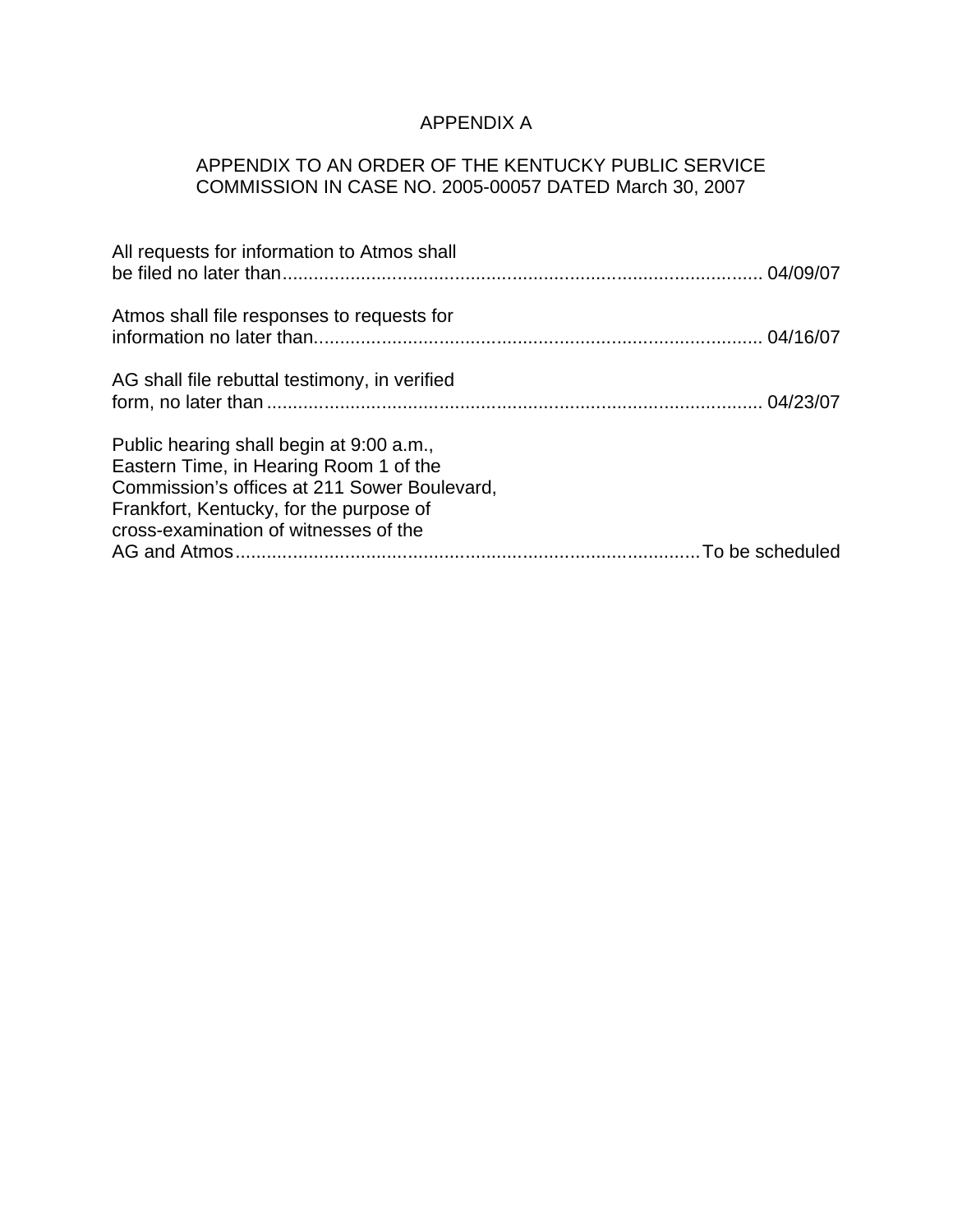# APPENDIX A

## APPENDIX TO AN ORDER OF THE KENTUCKY PUBLIC SERVICE COMMISSION IN CASE NO. 2005-00057 DATED March 30, 2007

| | |
|---|---|
| All requests for information to Atmos shall be filed no later than | 04/09/07 |
| Atmos shall file responses to requests for information no later than | 04/16/07 |
| AG shall file rebuttal testimony, in verified form, no later than | 04/23/07 |
| Public hearing shall begin at 9:00 a.m., Eastern Time, in Hearing Room 1 of the Commission's offices at 211 Sower Boulevard, Frankfort, Kentucky, for the purpose of cross-examination of witnesses of the AG and Atmos | To be scheduled |